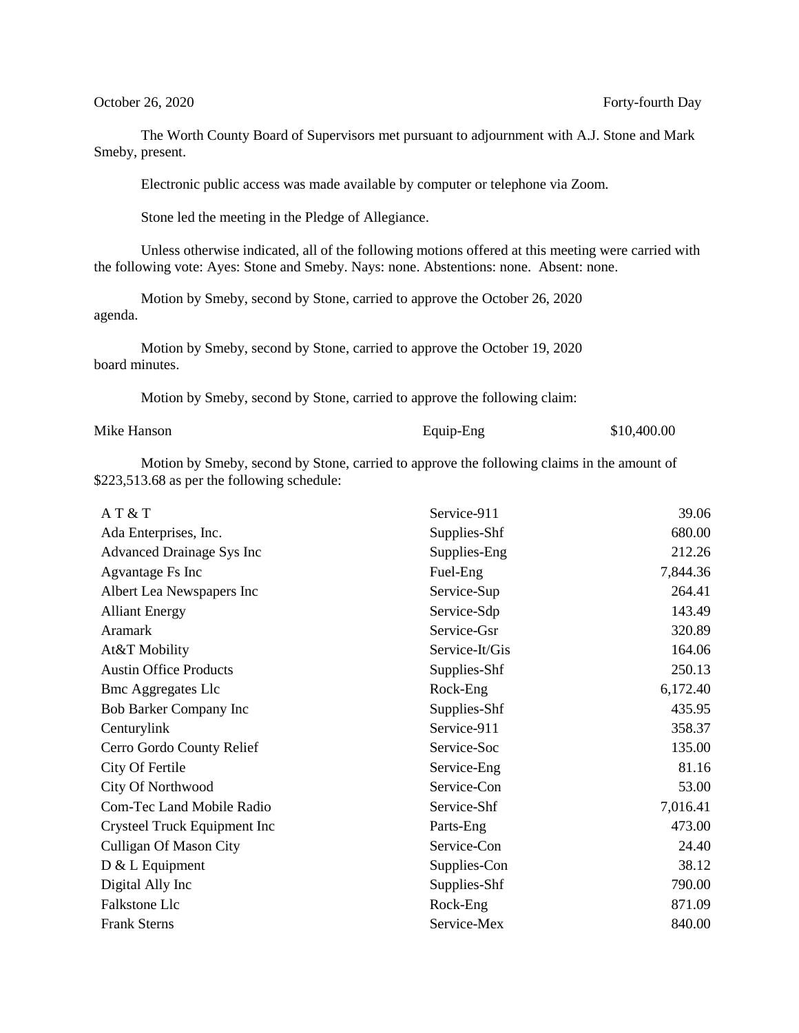October 26, 2020 Forty-fourth Day

The Worth County Board of Supervisors met pursuant to adjournment with A.J. Stone and Mark Smeby, present.

Electronic public access was made available by computer or telephone via Zoom.

Stone led the meeting in the Pledge of Allegiance.

Unless otherwise indicated, all of the following motions offered at this meeting were carried with the following vote: Ayes: Stone and Smeby. Nays: none. Abstentions: none. Absent: none.

Motion by Smeby, second by Stone, carried to approve the October 26, 2020 agenda.

Motion by Smeby, second by Stone, carried to approve the October 19, 2020 board minutes.

Motion by Smeby, second by Stone, carried to approve the following claim:

| | | |
|---|---|---|
| Mike Hanson | Equip-Eng | $10,400.00 |

Motion by Smeby, second by Stone, carried to approve the following claims in the amount of $223,513.68 as per the following schedule:

| | | |
|---|---|---:|
| A T & T | Service-911 | 39.06 |
| Ada Enterprises, Inc. | Supplies-Shf | 680.00 |
| Advanced Drainage Sys Inc | Supplies-Eng | 212.26 |
| Agvantage Fs Inc | Fuel-Eng | 7,844.36 |
| Albert Lea Newspapers Inc | Service-Sup | 264.41 |
| Alliant Energy | Service-Sdp | 143.49 |
| Aramark | Service-Gsr | 320.89 |
| At&T Mobility | Service-It/Gis | 164.06 |
| Austin Office Products | Supplies-Shf | 250.13 |
| Bmc Aggregates Llc | Rock-Eng | 6,172.40 |
| Bob Barker Company Inc | Supplies-Shf | 435.95 |
| Centurylink | Service-911 | 358.37 |
| Cerro Gordo County Relief | Service-Soc | 135.00 |
| City Of Fertile | Service-Eng | 81.16 |
| City Of Northwood | Service-Con | 53.00 |
| Com-Tec Land Mobile Radio | Service-Shf | 7,016.41 |
| Crysteel Truck Equipment Inc | Parts-Eng | 473.00 |
| Culligan Of Mason City | Service-Con | 24.40 |
| D & L Equipment | Supplies-Con | 38.12 |
| Digital Ally Inc | Supplies-Shf | 790.00 |
| Falkstone Llc | Rock-Eng | 871.09 |
| Frank Sterns | Service-Mex | 840.00 |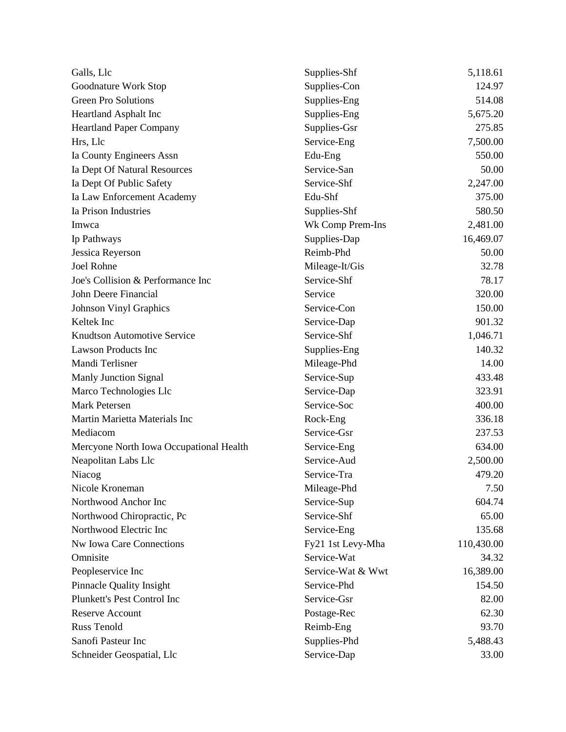| | | |
|---|---|---|
| Galls, Llc | Supplies-Shf | 5,118.61 |
| Goodnature Work Stop | Supplies-Con | 124.97 |
| Green Pro Solutions | Supplies-Eng | 514.08 |
| Heartland Asphalt Inc | Supplies-Eng | 5,675.20 |
| Heartland Paper Company | Supplies-Gsr | 275.85 |
| Hrs, Llc | Service-Eng | 7,500.00 |
| Ia County Engineers Assn | Edu-Eng | 550.00 |
| Ia Dept Of Natural Resources | Service-San | 50.00 |
| Ia Dept Of Public Safety | Service-Shf | 2,247.00 |
| Ia Law Enforcement Academy | Edu-Shf | 375.00 |
| Ia Prison Industries | Supplies-Shf | 580.50 |
| Imwca | Wk Comp Prem-Ins | 2,481.00 |
| Ip Pathways | Supplies-Dap | 16,469.07 |
| Jessica Reyerson | Reimb-Phd | 50.00 |
| Joel Rohne | Mileage-It/Gis | 32.78 |
| Joe's Collision & Performance Inc | Service-Shf | 78.17 |
| John Deere Financial | Service | 320.00 |
| Johnson Vinyl Graphics | Service-Con | 150.00 |
| Keltek Inc | Service-Dap | 901.32 |
| Knudtson Automotive Service | Service-Shf | 1,046.71 |
| Lawson Products Inc | Supplies-Eng | 140.32 |
| Mandi Terlisner | Mileage-Phd | 14.00 |
| Manly Junction Signal | Service-Sup | 433.48 |
| Marco Technologies Llc | Service-Dap | 323.91 |
| Mark Petersen | Service-Soc | 400.00 |
| Martin Marietta Materials Inc | Rock-Eng | 336.18 |
| Mediacom | Service-Gsr | 237.53 |
| Mercyone North Iowa Occupational Health | Service-Eng | 634.00 |
| Neapolitan Labs Llc | Service-Aud | 2,500.00 |
| Niacog | Service-Tra | 479.20 |
| Nicole Kroneman | Mileage-Phd | 7.50 |
| Northwood Anchor Inc | Service-Sup | 604.74 |
| Northwood Chiropractic, Pc | Service-Shf | 65.00 |
| Northwood Electric Inc | Service-Eng | 135.68 |
| Nw Iowa Care Connections | Fy21 1st Levy-Mha | 110,430.00 |
| Omnisite | Service-Wat | 34.32 |
| Peopleservice Inc | Service-Wat & Wwt | 16,389.00 |
| Pinnacle Quality Insight | Service-Phd | 154.50 |
| Plunkett's Pest Control Inc | Service-Gsr | 82.00 |
| Reserve Account | Postage-Rec | 62.30 |
| Russ Tenold | Reimb-Eng | 93.70 |
| Sanofi Pasteur Inc | Supplies-Phd | 5,488.43 |
| Schneider Geospatial, Llc | Service-Dap | 33.00 |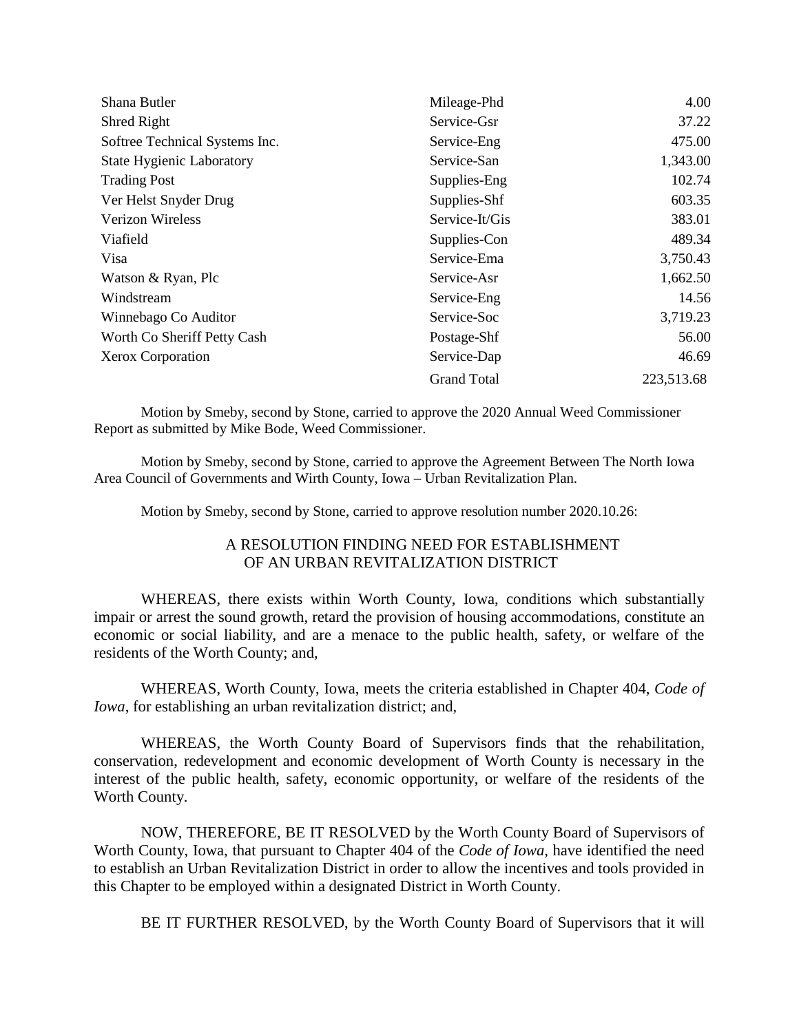| | | |
|---|---|---|
| Shana Butler | Mileage-Phd | 4.00 |
| Shred Right | Service-Gsr | 37.22 |
| Softree Technical Systems Inc. | Service-Eng | 475.00 |
| State Hygienic Laboratory | Service-San | 1,343.00 |
| Trading Post | Supplies-Eng | 102.74 |
| Ver Helst Snyder Drug | Supplies-Shf | 603.35 |
| Verizon Wireless | Service-It/Gis | 383.01 |
| Viafield | Supplies-Con | 489.34 |
| Visa | Service-Ema | 3,750.43 |
| Watson & Ryan, Plc | Service-Asr | 1,662.50 |
| Windstream | Service-Eng | 14.56 |
| Winnebago Co Auditor | Service-Soc | 3,719.23 |
| Worth Co Sheriff Petty Cash | Postage-Shf | 56.00 |
| Xerox Corporation | Service-Dap | 46.69 |
| | Grand Total | 223,513.68 |

Motion by Smeby, second by Stone, carried to approve the 2020 Annual Weed Commissioner Report as submitted by Mike Bode, Weed Commissioner.

Motion by Smeby, second by Stone, carried to approve the Agreement Between The North Iowa Area Council of Governments and Wirth County, Iowa – Urban Revitalization Plan.

Motion by Smeby, second by Stone, carried to approve resolution number 2020.10.26:

A RESOLUTION FINDING NEED FOR ESTABLISHMENT OF AN URBAN REVITALIZATION DISTRICT

WHEREAS, there exists within Worth County, Iowa, conditions which substantially impair or arrest the sound growth, retard the provision of housing accommodations, constitute an economic or social liability, and are a menace to the public health, safety, or welfare of the residents of the Worth County; and,

WHEREAS, Worth County, Iowa, meets the criteria established in Chapter 404, *Code of Iowa*, for establishing an urban revitalization district; and,

WHEREAS, the Worth County Board of Supervisors finds that the rehabilitation, conservation, redevelopment and economic development of Worth County is necessary in the interest of the public health, safety, economic opportunity, or welfare of the residents of the Worth County.

NOW, THEREFORE, BE IT RESOLVED by the Worth County Board of Supervisors of Worth County, Iowa, that pursuant to Chapter 404 of the *Code of Iowa,* have identified the need to establish an Urban Revitalization District in order to allow the incentives and tools provided in this Chapter to be employed within a designated District in Worth County.

BE IT FURTHER RESOLVED, by the Worth County Board of Supervisors that it will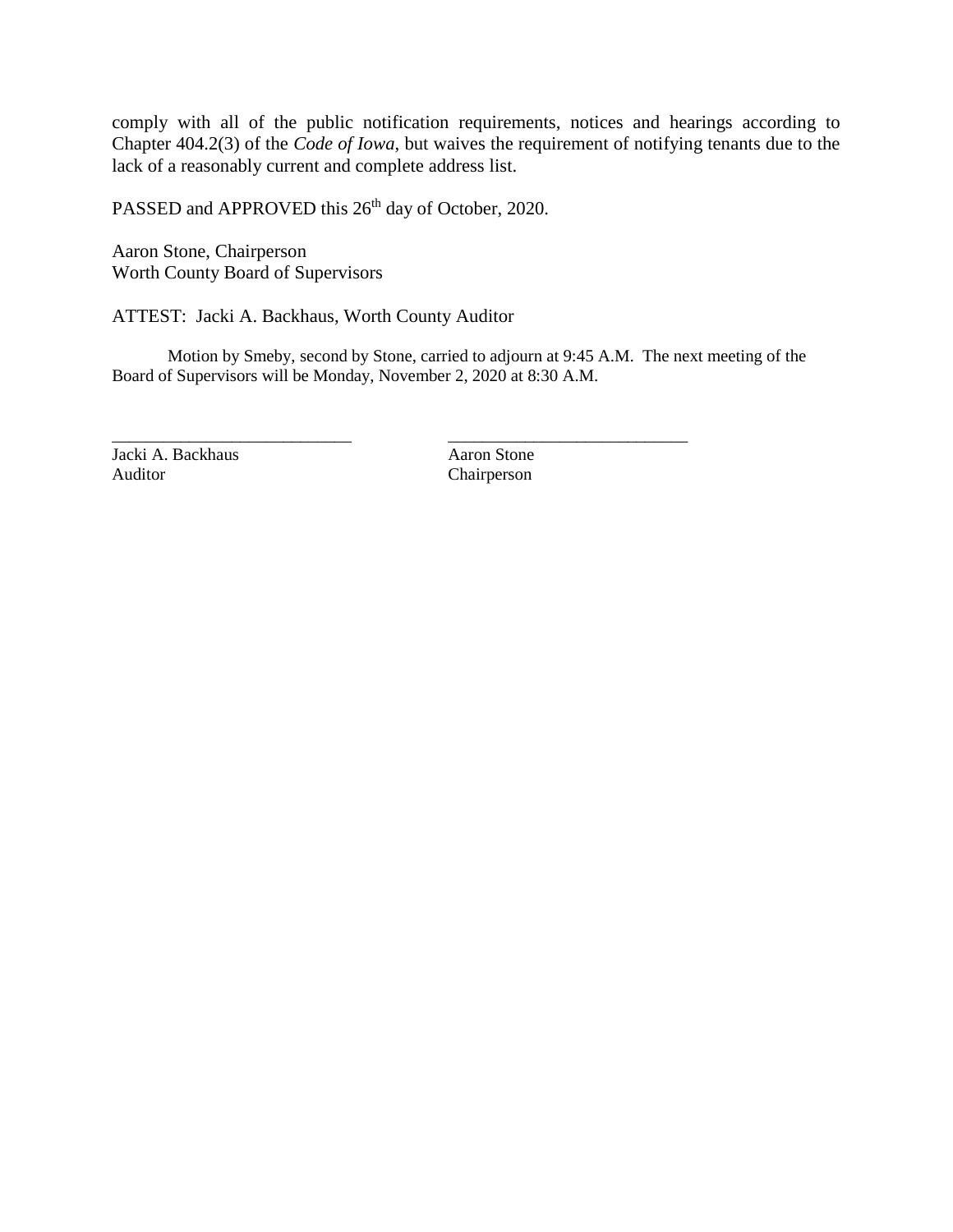comply with all of the public notification requirements, notices and hearings according to Chapter 404.2(3) of the *Code of Iowa*, but waives the requirement of notifying tenants due to the lack of a reasonably current and complete address list.

PASSED and APPROVED this 26th day of October, 2020.

Aaron Stone, Chairperson
Worth County Board of Supervisors

ATTEST: Jacki A. Backhaus, Worth County Auditor

Motion by Smeby, second by Stone, carried to adjourn at 9:45 A.M. The next meeting of the Board of Supervisors will be Monday, November 2, 2020 at 8:30 A.M.

| | |
|---|---|
| \_\_\_\_\_\_\_\_\_\_\_\_\_\_\_\_\_\_\_\_\_\_\_\_\_\_\_\_\_ | \_\_\_\_\_\_\_\_\_\_\_\_\_\_\_\_\_\_\_\_\_\_\_\_\_\_\_\_\_ |
| Jacki A. Backhaus | Aaron Stone |
| Auditor | Chairperson |